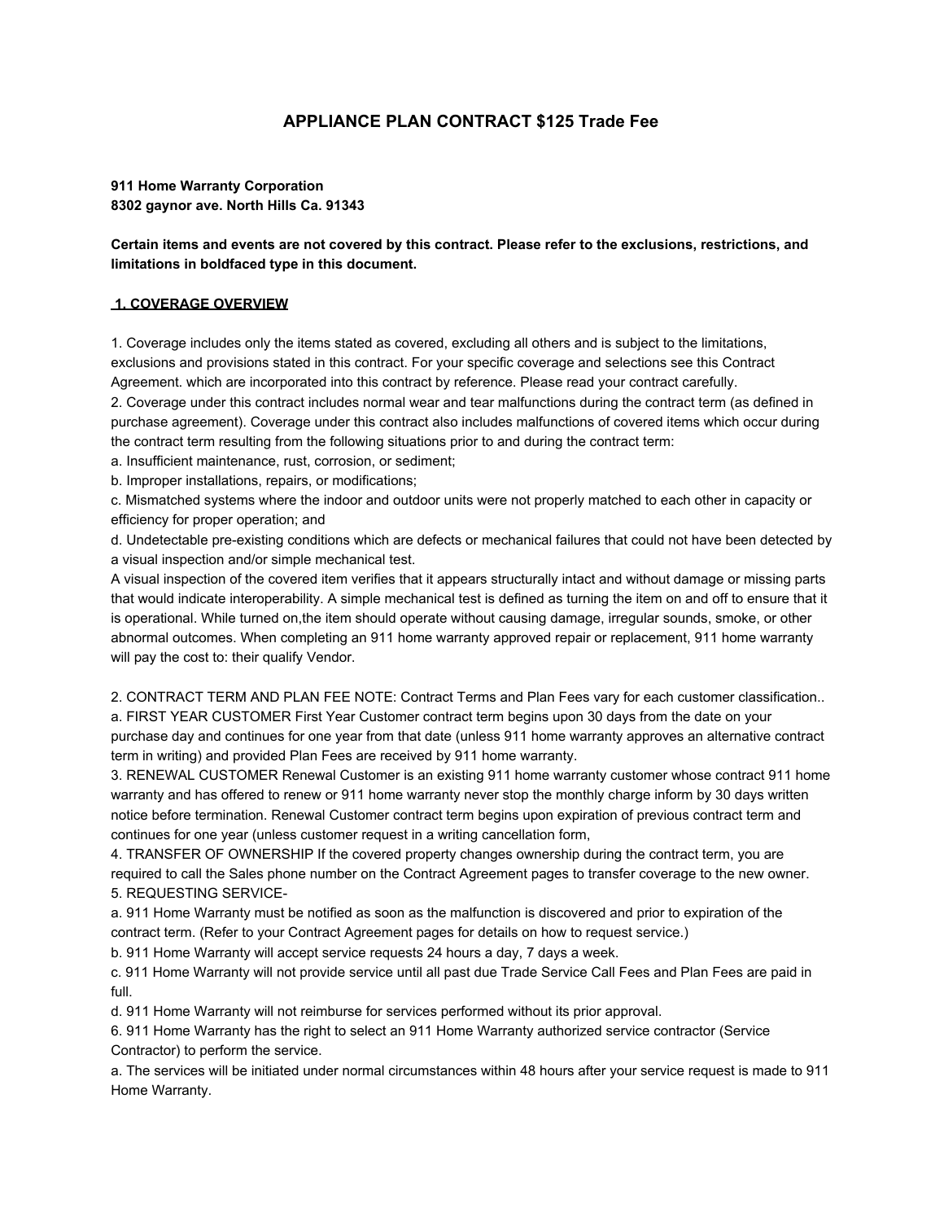# APPLIANCE PLAN CONTRACT $125 Trade Fee

**911 Home Warranty Corporation**
**8302 gaynor ave. North Hills Ca. 91343**

**Certain items and events are not covered by this contract. Please refer to the exclusions, restrictions, and limitations in boldfaced type in this document.**

## 1. COVERAGE OVERVIEW

1. Coverage includes only the items stated as covered, excluding all others and is subject to the limitations, exclusions and provisions stated in this contract. For your specific coverage and selections see this Contract Agreement. which are incorporated into this contract by reference. Please read your contract carefully.
2. Coverage under this contract includes normal wear and tear malfunctions during the contract term (as defined in purchase agreement). Coverage under this contract also includes malfunctions of covered items which occur during the contract term resulting from the following situations prior to and during the contract term:
a. Insufficient maintenance, rust, corrosion, or sediment;
b. Improper installations, repairs, or modifications;
c. Mismatched systems where the indoor and outdoor units were not properly matched to each other in capacity or efficiency for proper operation; and
d. Undetectable pre-existing conditions which are defects or mechanical failures that could not have been detected by a visual inspection and/or simple mechanical test.
A visual inspection of the covered item verifies that it appears structurally intact and without damage or missing parts that would indicate interoperability. A simple mechanical test is defined as turning the item on and off to ensure that it is operational. While turned on,the item should operate without causing damage, irregular sounds, smoke, or other abnormal outcomes. When completing an 911 home warranty approved repair or replacement, 911 home warranty will pay the cost to: their qualify Vendor.

2. CONTRACT TERM AND PLAN FEE NOTE: Contract Terms and Plan Fees vary for each customer classification..
a. FIRST YEAR CUSTOMER First Year Customer contract term begins upon 30 days from the date on your purchase day and continues for one year from that date (unless 911 home warranty approves an alternative contract term in writing) and provided Plan Fees are received by 911 home warranty.
3. RENEWAL CUSTOMER Renewal Customer is an existing 911 home warranty customer whose contract 911 home warranty and has offered to renew or 911 home warranty never stop the monthly charge inform by 30 days written notice before termination. Renewal Customer contract term begins upon expiration of previous contract term and continues for one year (unless customer request in a writing cancellation form,
4. TRANSFER OF OWNERSHIP If the covered property changes ownership during the contract term, you are required to call the Sales phone number on the Contract Agreement pages to transfer coverage to the new owner.
5. REQUESTING SERVICE-
a. 911 Home Warranty must be notified as soon as the malfunction is discovered and prior to expiration of the contract term. (Refer to your Contract Agreement pages for details on how to request service.)
b. 911 Home Warranty will accept service requests 24 hours a day, 7 days a week.
c. 911 Home Warranty will not provide service until all past due Trade Service Call Fees and Plan Fees are paid in full.
d. 911 Home Warranty will not reimburse for services performed without its prior approval.
6. 911 Home Warranty has the right to select an 911 Home Warranty authorized service contractor (Service Contractor) to perform the service.
a. The services will be initiated under normal circumstances within 48 hours after your service request is made to 911 Home Warranty.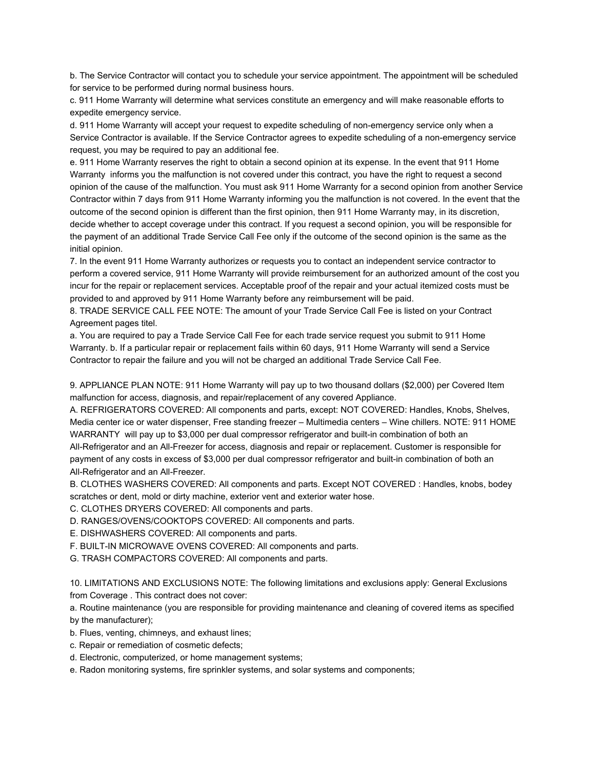b. The Service Contractor will contact you to schedule your service appointment. The appointment will be scheduled for service to be performed during normal business hours.

c. 911 Home Warranty will determine what services constitute an emergency and will make reasonable efforts to expedite emergency service.

d. 911 Home Warranty will accept your request to expedite scheduling of non-emergency service only when a Service Contractor is available. If the Service Contractor agrees to expedite scheduling of a non-emergency service request, you may be required to pay an additional fee.

e. 911 Home Warranty reserves the right to obtain a second opinion at its expense. In the event that 911 Home Warranty informs you the malfunction is not covered under this contract, you have the right to request a second opinion of the cause of the malfunction. You must ask 911 Home Warranty for a second opinion from another Service Contractor within 7 days from 911 Home Warranty informing you the malfunction is not covered. In the event that the outcome of the second opinion is different than the first opinion, then 911 Home Warranty may, in its discretion, decide whether to accept coverage under this contract. If you request a second opinion, you will be responsible for the payment of an additional Trade Service Call Fee only if the outcome of the second opinion is the same as the initial opinion.

7. In the event 911 Home Warranty authorizes or requests you to contact an independent service contractor to perform a covered service, 911 Home Warranty will provide reimbursement for an authorized amount of the cost you incur for the repair or replacement services. Acceptable proof of the repair and your actual itemized costs must be provided to and approved by 911 Home Warranty before any reimbursement will be paid.

8. TRADE SERVICE CALL FEE NOTE: The amount of your Trade Service Call Fee is listed on your Contract Agreement pages titel.

a. You are required to pay a Trade Service Call Fee for each trade service request you submit to 911 Home Warranty. b. If a particular repair or replacement fails within 60 days, 911 Home Warranty will send a Service Contractor to repair the failure and you will not be charged an additional Trade Service Call Fee.

9. APPLIANCE PLAN NOTE: 911 Home Warranty will pay up to two thousand dollars ($2,000) per Covered Item malfunction for access, diagnosis, and repair/replacement of any covered Appliance.

A. REFRIGERATORS COVERED: All components and parts, except: NOT COVERED: Handles, Knobs, Shelves, Media center ice or water dispenser, Free standing freezer – Multimedia centers – Wine chillers. NOTE: 911 HOME WARRANTY will pay up to $3,000 per dual compressor refrigerator and built-in combination of both an All-Refrigerator and an All-Freezer for access, diagnosis and repair or replacement. Customer is responsible for payment of any costs in excess of $3,000 per dual compressor refrigerator and built-in combination of both an All-Refrigerator and an All-Freezer.

B. CLOTHES WASHERS COVERED: All components and parts. Except NOT COVERED : Handles, knobs, bodey scratches or dent, mold or dirty machine, exterior vent and exterior water hose.

C. CLOTHES DRYERS COVERED: All components and parts.

D. RANGES/OVENS/COOKTOPS COVERED: All components and parts.

E. DISHWASHERS COVERED: All components and parts.

F. BUILT-IN MICROWAVE OVENS COVERED: All components and parts.

G. TRASH COMPACTORS COVERED: All components and parts.

10. LIMITATIONS AND EXCLUSIONS NOTE: The following limitations and exclusions apply: General Exclusions from Coverage . This contract does not cover:

a. Routine maintenance (you are responsible for providing maintenance and cleaning of covered items as specified by the manufacturer);

b. Flues, venting, chimneys, and exhaust lines;

c. Repair or remediation of cosmetic defects;

d. Electronic, computerized, or home management systems;

e. Radon monitoring systems, fire sprinkler systems, and solar systems and components;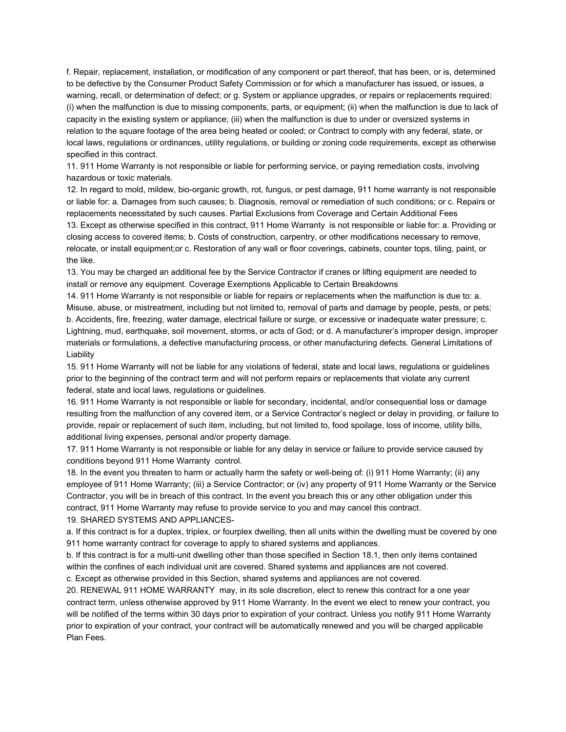f. Repair, replacement, installation, or modification of any component or part thereof, that has been, or is, determined to be defective by the Consumer Product Safety Commission or for which a manufacturer has issued, or issues, a warning, recall, or determination of defect; or g. System or appliance upgrades, or repairs or replacements required: (i) when the malfunction is due to missing components, parts, or equipment; (ii) when the malfunction is due to lack of capacity in the existing system or appliance; (iii) when the malfunction is due to under or oversized systems in relation to the square footage of the area being heated or cooled; or Contract to comply with any federal, state, or local laws, regulations or ordinances, utility regulations, or building or zoning code requirements, except as otherwise specified in this contract.

11. 911 Home Warranty is not responsible or liable for performing service, or paying remediation costs, involving hazardous or toxic materials.

12. In regard to mold, mildew, bio-organic growth, rot, fungus, or pest damage, 911 home warranty is not responsible or liable for: a. Damages from such causes; b. Diagnosis, removal or remediation of such conditions; or c. Repairs or replacements necessitated by such causes. Partial Exclusions from Coverage and Certain Additional Fees

13. Except as otherwise specified in this contract, 911 Home Warranty is not responsible or liable for: a. Providing or closing access to covered items; b. Costs of construction, carpentry, or other modifications necessary to remove, relocate, or install equipment;or c. Restoration of any wall or floor coverings, cabinets, counter tops, tiling, paint, or the like.

13. You may be charged an additional fee by the Service Contractor if cranes or lifting equipment are needed to install or remove any equipment. Coverage Exemptions Applicable to Certain Breakdowns

14. 911 Home Warranty is not responsible or liable for repairs or replacements when the malfunction is due to: a. Misuse, abuse, or mistreatment, including but not limited to, removal of parts and damage by people, pests, or pets; b. Accidents, fire, freezing, water damage, electrical failure or surge, or excessive or inadequate water pressure; c. Lightning, mud, earthquake, soil movement, storms, or acts of God; or d. A manufacturer's improper design, improper materials or formulations, a defective manufacturing process, or other manufacturing defects. General Limitations of Liability

15. 911 Home Warranty will not be liable for any violations of federal, state and local laws, regulations or guidelines prior to the beginning of the contract term and will not perform repairs or replacements that violate any current federal, state and local laws, regulations or guidelines.

16. 911 Home Warranty is not responsible or liable for secondary, incidental, and/or consequential loss or damage resulting from the malfunction of any covered item, or a Service Contractor's neglect or delay in providing, or failure to provide, repair or replacement of such item, including, but not limited to, food spoilage, loss of income, utility bills, additional living expenses, personal and/or property damage.

17. 911 Home Warranty is not responsible or liable for any delay in service or failure to provide service caused by conditions beyond 911 Home Warranty control.

18. In the event you threaten to harm or actually harm the safety or well-being of: (i) 911 Home Warranty; (ii) any employee of 911 Home Warranty; (iii) a Service Contractor; or (iv) any property of 911 Home Warranty or the Service Contractor, you will be in breach of this contract. In the event you breach this or any other obligation under this contract, 911 Home Warranty may refuse to provide service to you and may cancel this contract.

19. SHARED SYSTEMS AND APPLIANCES-

a. If this contract is for a duplex, triplex, or fourplex dwelling, then all units within the dwelling must be covered by one 911 home warranty contract for coverage to apply to shared systems and appliances.

b. If this contract is for a multi-unit dwelling other than those specified in Section 18.1, then only items contained within the confines of each individual unit are covered. Shared systems and appliances are not covered.

c. Except as otherwise provided in this Section, shared systems and appliances are not covered.

20. RENEWAL 911 HOME WARRANTY may, in its sole discretion, elect to renew this contract for a one year contract term, unless otherwise approved by 911 Home Warranty. In the event we elect to renew your contract, you will be notified of the terms within 30 days prior to expiration of your contract. Unless you notify 911 Home Warranty prior to expiration of your contract, your contract will be automatically renewed and you will be charged applicable Plan Fees.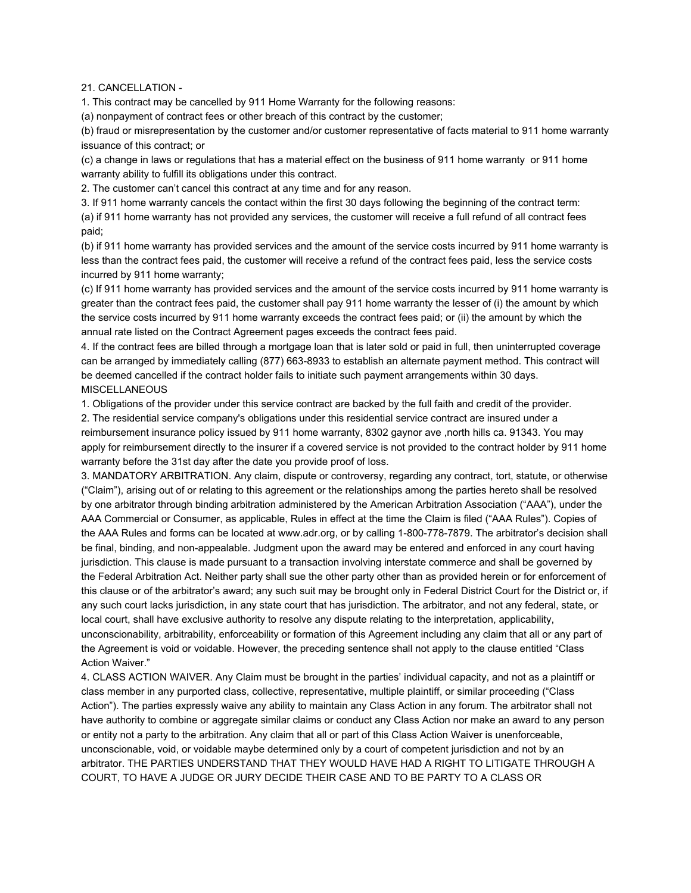21. CANCELLATION -

1. This contract may be cancelled by 911 Home Warranty for the following reasons:

(a) nonpayment of contract fees or other breach of this contract by the customer;

(b) fraud or misrepresentation by the customer and/or customer representative of facts material to 911 home warranty issuance of this contract; or

(c) a change in laws or regulations that has a material effect on the business of 911 home warranty or 911 home warranty ability to fulfill its obligations under this contract.

2. The customer can't cancel this contract at any time and for any reason.

3. If 911 home warranty cancels the contact within the first 30 days following the beginning of the contract term:

(a) if 911 home warranty has not provided any services, the customer will receive a full refund of all contract fees paid;

(b) if 911 home warranty has provided services and the amount of the service costs incurred by 911 home warranty is less than the contract fees paid, the customer will receive a refund of the contract fees paid, less the service costs incurred by 911 home warranty;

(c) If 911 home warranty has provided services and the amount of the service costs incurred by 911 home warranty is greater than the contract fees paid, the customer shall pay 911 home warranty the lesser of (i) the amount by which the service costs incurred by 911 home warranty exceeds the contract fees paid; or (ii) the amount by which the annual rate listed on the Contract Agreement pages exceeds the contract fees paid.

4. If the contract fees are billed through a mortgage loan that is later sold or paid in full, then uninterrupted coverage can be arranged by immediately calling (877) 663-8933 to establish an alternate payment method. This contract will be deemed cancelled if the contract holder fails to initiate such payment arrangements within 30 days.

MISCELLANEOUS

1. Obligations of the provider under this service contract are backed by the full faith and credit of the provider.

2. The residential service company's obligations under this residential service contract are insured under a reimbursement insurance policy issued by 911 home warranty, 8302 gaynor ave ,north hills ca. 91343. You may apply for reimbursement directly to the insurer if a covered service is not provided to the contract holder by 911 home warranty before the 31st day after the date you provide proof of loss.

3. MANDATORY ARBITRATION. Any claim, dispute or controversy, regarding any contract, tort, statute, or otherwise ("Claim"), arising out of or relating to this agreement or the relationships among the parties hereto shall be resolved by one arbitrator through binding arbitration administered by the American Arbitration Association ("AAA"), under the AAA Commercial or Consumer, as applicable, Rules in effect at the time the Claim is filed ("AAA Rules"). Copies of the AAA Rules and forms can be located at www.adr.org, or by calling 1-800-778-7879. The arbitrator's decision shall be final, binding, and non-appealable. Judgment upon the award may be entered and enforced in any court having jurisdiction. This clause is made pursuant to a transaction involving interstate commerce and shall be governed by the Federal Arbitration Act. Neither party shall sue the other party other than as provided herein or for enforcement of this clause or of the arbitrator's award; any such suit may be brought only in Federal District Court for the District or, if any such court lacks jurisdiction, in any state court that has jurisdiction. The arbitrator, and not any federal, state, or local court, shall have exclusive authority to resolve any dispute relating to the interpretation, applicability, unconscionability, arbitrability, enforceability or formation of this Agreement including any claim that all or any part of the Agreement is void or voidable. However, the preceding sentence shall not apply to the clause entitled "Class Action Waiver."

4. CLASS ACTION WAIVER. Any Claim must be brought in the parties' individual capacity, and not as a plaintiff or class member in any purported class, collective, representative, multiple plaintiff, or similar proceeding ("Class Action"). The parties expressly waive any ability to maintain any Class Action in any forum. The arbitrator shall not have authority to combine or aggregate similar claims or conduct any Class Action nor make an award to any person or entity not a party to the arbitration. Any claim that all or part of this Class Action Waiver is unenforceable, unconscionable, void, or voidable maybe determined only by a court of competent jurisdiction and not by an arbitrator. THE PARTIES UNDERSTAND THAT THEY WOULD HAVE HAD A RIGHT TO LITIGATE THROUGH A COURT, TO HAVE A JUDGE OR JURY DECIDE THEIR CASE AND TO BE PARTY TO A CLASS OR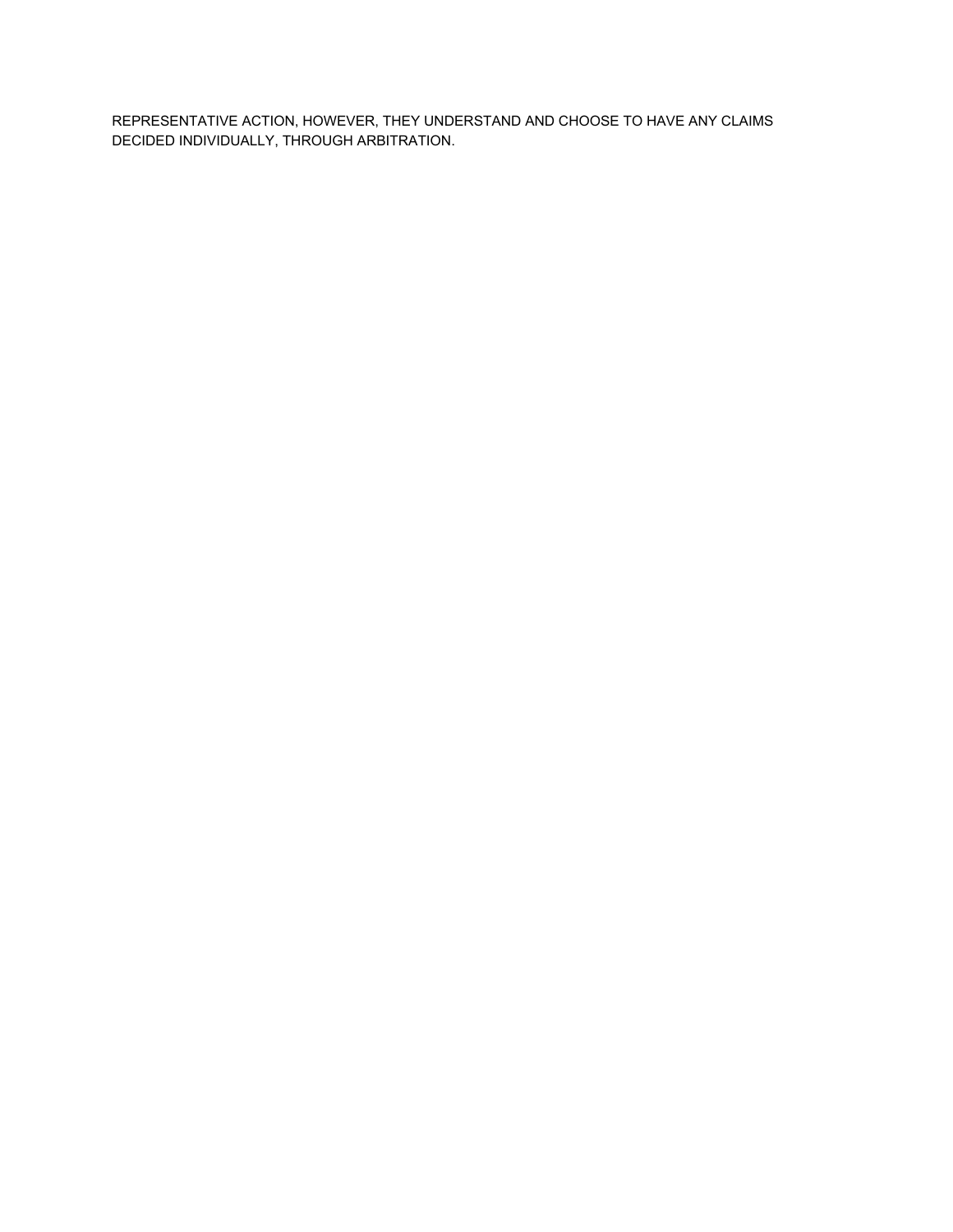REPRESENTATIVE ACTION, HOWEVER, THEY UNDERSTAND AND CHOOSE TO HAVE ANY CLAIMS DECIDED INDIVIDUALLY, THROUGH ARBITRATION.